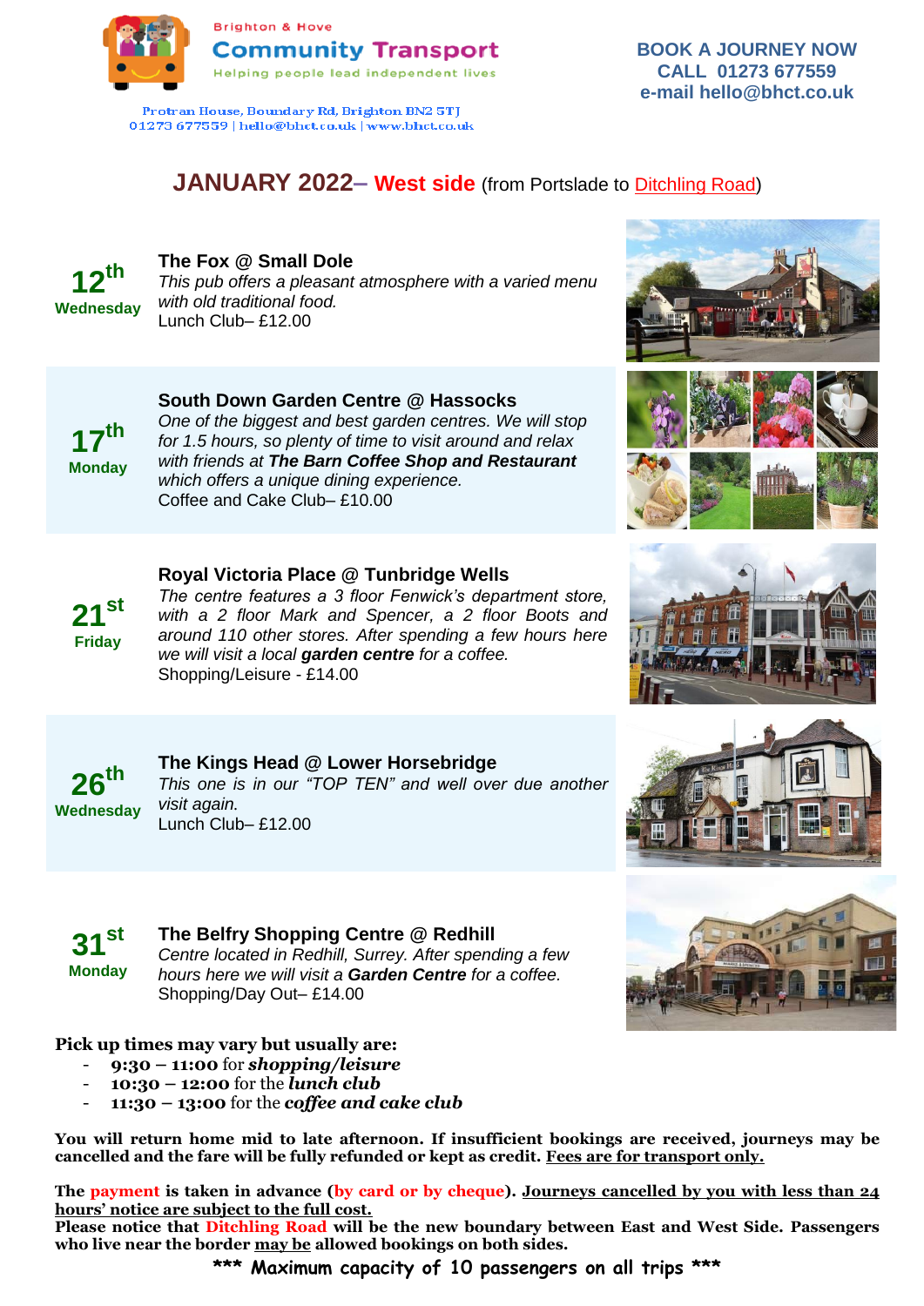Brighton & Hove
**Community Transport**
Helping people lead independent lives

Protran House, Boundary Rd, Brighton BN2 5TJ
01273 677559 | hello@bhct.co.uk | www.bhct.co.uk

**BOOK A JOURNEY NOW**
**CALL 01273 677559**
**e-mail hello@bhct.co.uk**

# JANUARY 2022– West side (from Portslade to Ditchling Road)

**12th Wednesday**

**The Fox @ Small Dole**
*This pub offers a pleasant atmosphere with a varied menu with old traditional food.*
Lunch Club– £12.00

**17th Monday**

**South Down Garden Centre @ Hassocks**
*One of the biggest and best garden centres. We will stop for 1.5 hours, so plenty of time to visit around and relax with friends at **The Barn Coffee Shop and Restaurant** which offers a unique dining experience.*
Coffee and Cake Club– £10.00

**21st Friday**

**Royal Victoria Place @ Tunbridge Wells**
*The centre features a 3 floor Fenwick's department store, with a 2 floor Mark and Spencer, a 2 floor Boots and around 110 other stores. After spending a few hours here we will visit a local **garden centre** for a coffee.*
Shopping/Leisure - £14.00

**26th Wednesday**

**The Kings Head @ Lower Horsebridge**
*This one is in our "TOP TEN" and well over due another visit again.*
Lunch Club– £12.00

**31st Monday**

**The Belfry Shopping Centre @ Redhill**
*Centre located in Redhill, Surrey. After spending a few hours here we will visit a **Garden Centre** for a coffee.*
Shopping/Day Out– £14.00

**Pick up times may vary but usually are:**

- **9:30 – 11:00** for ***shopping/leisure***
- **10:30 – 12:00** for the ***lunch club***
- **11:30 – 13:00** for the ***coffee and cake club***

**You will return home mid to late afternoon. If insufficient bookings are received, journeys may be cancelled and the fare will be fully refunded or kept as credit. Fees are for transport only.**

**The payment is taken in advance (by card or by cheque). Journeys cancelled by you with less than 24 hours' notice are subject to the full cost.**
**Please notice that Ditchling Road will be the new boundary between East and West Side. Passengers who live near the border may be allowed bookings on both sides.**

**\*\*\* Maximum capacity of 10 passengers on all trips \*\*\***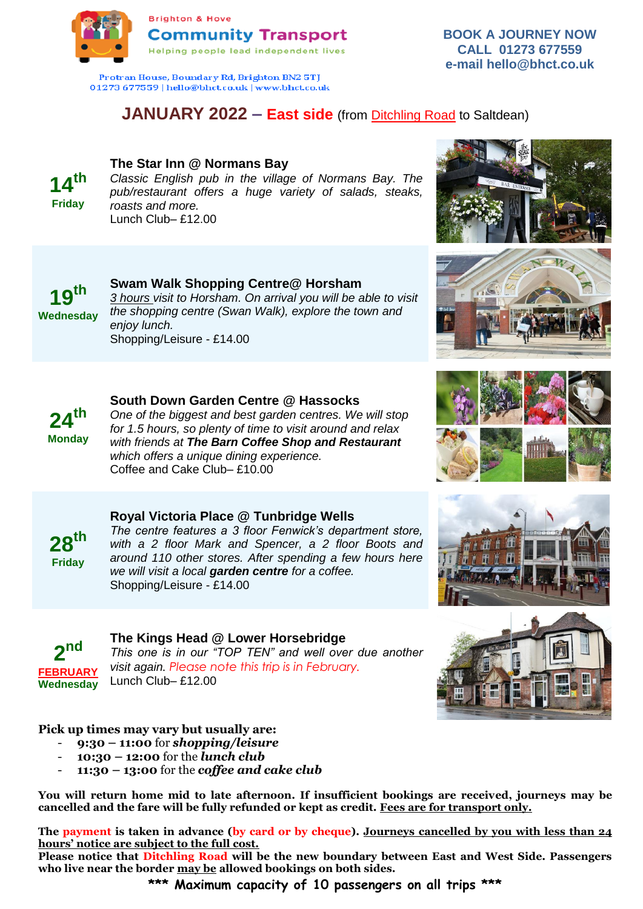Brighton & Hove

**Community Transport**

Helping people lead independent lives

Protran House, Boundary Rd, Brighton BN2 5TJ
01273 677559 | hello@bhct.co.uk | www.bhct.co.uk

**BOOK A JOURNEY NOW**
**CALL 01273 677559**
**e-mail hello@bhct.co.uk**

## JANUARY 2022 – East side (from Ditchling Road to Saltdean)

**14th Friday**

### The Star Inn @ Normans Bay

*Classic English pub in the village of Normans Bay. The pub/restaurant offers a huge variety of salads, steaks, roasts and more.*
Lunch Club– £12.00

**19th Wednesday**

### Swam Walk Shopping Centre@ Horsham

*3 hours visit to Horsham. On arrival you will be able to visit the shopping centre (Swan Walk), explore the town and enjoy lunch.*
Shopping/Leisure - £14.00

**24th Monday**

### South Down Garden Centre @ Hassocks

*One of the biggest and best garden centres. We will stop for 1.5 hours, so plenty of time to visit around and relax with friends at **The Barn Coffee Shop and Restaurant** which offers a unique dining experience.*
Coffee and Cake Club– £10.00

**28th Friday**

### Royal Victoria Place @ Tunbridge Wells

*The centre features a 3 floor Fenwick's department store, with a 2 floor Mark and Spencer, a 2 floor Boots and around 110 other stores. After spending a few hours here we will visit a local **garden centre** for a coffee.*
Shopping/Leisure - £14.00

**2nd FEBRUARY Wednesday**

### The Kings Head @ Lower Horsebridge

*This one is in our "TOP TEN" and well over due another visit again.* Please note this trip is in February.
Lunch Club– £12.00

**Pick up times may vary but usually are:**

- **9:30 – 11:00** for ***shopping/leisure***
- **10:30 – 12:00** for the ***lunch club***
- **11:30 – 13:00** for the ***coffee and cake club***

**You will return home mid to late afternoon. If insufficient bookings are received, journeys may be cancelled and the fare will be fully refunded or kept as credit. Fees are for transport only.**

**The payment is taken in advance (by card or by cheque). Journeys cancelled by you with less than 24 hours' notice are subject to the full cost.**
**Please notice that Ditchling Road will be the new boundary between East and West Side. Passengers who live near the border may be allowed bookings on both sides.**

**\*\*\* Maximum capacity of 10 passengers on all trips \*\*\***